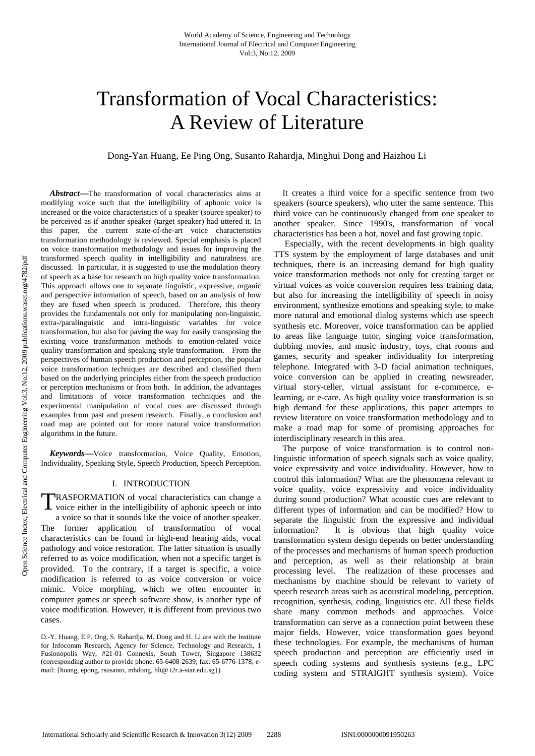# Transformation of Vocal Characteristics: A Review of Literature

Dong-Yan Huang, Ee Ping Ong, Susanto Rahardja, Minghui Dong and Haizhou Li

***Abstract*****—**The transformation of vocal characteristics aims at modifying voice such that the intelligibility of aphonic voice is increased or the voice characteristics of a speaker (source speaker) to be perceived as if another speaker (target speaker) had uttered it. In this paper, the current state-of-the-art voice characteristics transformation methodology is reviewed. Special emphasis is placed on voice transformation methodology and issues for improving the transformed speech quality in intelligibility and naturalness are discussed. In particular, it is suggested to use the modulation theory of speech as a base for research on high quality voice transformation. This approach allows one to separate linguistic, expressive, organic and perspective information of speech, based on an analysis of how they are fused when speech is produced. Therefore, this theory provides the fundamentals not only for manipulating non-linguistic, extra-/paralinguistic and intra-linguistic variables for voice transformation, but also for paving the way for easily transposing the existing voice transformation methods to emotion-related voice quality transformation and speaking style transformation. From the perspectives of human speech production and perception, the popular voice transformation techniques are described and classified them based on the underlying principles either from the speech production or perception mechanisms or from both. In addition, the advantages and limitations of voice transformation techniques and the experimental manipulation of vocal cues are discussed through examples from past and present research. Finally, a conclusion and road map are pointed out for more natural voice transformation algorithms in the future.

***Keywords*****—**Voice transformation, Voice Quality, Emotion, Individuality, Speaking Style, Speech Production, Speech Perception.

## I. INTRODUCTION

TRASFORMATION of vocal characteristics can change a voice either in the intelligibility of aphonic speech or into a voice so that it sounds like the voice of another speaker. The former application of transformation of vocal characteristics can be found in high-end hearing aids, vocal pathology and voice restoration. The latter situation is usually referred to as voice modification, when not a specific target is provided. To the contrary, if a target is specific, a voice modification is referred to as voice conversion or voice mimic. Voice morphing, which we often encounter in computer games or speech software show, is another type of voice modification. However, it is different from previous two cases.

D.-Y. Huang, E.P. Ong, S. Rahardja, M. Dong and H. Li are with the Institute for Infocomm Research, Agency for Science, Technology and Research, 1 Fusionopolis Way, #21-01 Connexis, South Tower, Singapore 138632 (corresponding author to provide phone: 65-6408-2639; fax: 65-6776-1378; e-mail: {huang, epong, rsusanto, mhdong, hli@ i2r.a-star.edu.sg}).

It creates a third voice for a specific sentence from two speakers (source speakers), who utter the same sentence. This third voice can be continuously changed from one speaker to another speaker. Since 1990's, transformation of vocal characteristics has been a hot, novel and fast growing topic.

Especially, with the recent developments in high quality TTS system by the employment of large databases and unit techniques, there is an increasing demand for high quality voice transformation methods not only for creating target or virtual voices as voice conversion requires less training data, but also for increasing the intelligibility of speech in noisy environment, synthesize emotions and speaking style, to make more natural and emotional dialog systems which use speech synthesis etc. Moreover, voice transformation can be applied to areas like language tutor, singing voice transformation, dubbing movies, and music industry, toys, chat rooms and games, security and speaker individuality for interpreting telephone. Integrated with 3-D facial animation techniques, voice conversion can be applied in creating newsreader, virtual story-teller, virtual assistant for e-commerce, e-learning, or e-care. As high quality voice transformation is so high demand for these applications, this paper attempts to review literature on voice transformation methodology and to make a road map for some of promising approaches for interdisciplinary research in this area.

The purpose of voice transformation is to control non-linguistic information of speech signals such as voice quality, voice expressivity and voice individuality. However, how to control this information? What are the phenomena relevant to voice quality, voice expressivity and voice individuality during sound production? What acoustic cues are relevant to different types of information and can be modified? How to separate the linguistic from the expressive and individual information? It is obvious that high quality voice transformation system design depends on better understanding of the processes and mechanisms of human speech production and perception, as well as their relationship at brain processing level. The realization of these processes and mechanisms by machine should be relevant to variety of speech research areas such as acoustical modeling, perception, recognition, synthesis, coding, linguistics etc. All these fields share many common methods and approaches. Voice transformation can serve as a connection point between these major fields. However, voice transformation goes beyond these technologies. For example, the mechanisms of human speech production and perception are efficiently used in speech coding systems and synthesis systems (e.g., LPC coding system and STRAIGHT synthesis system). Voice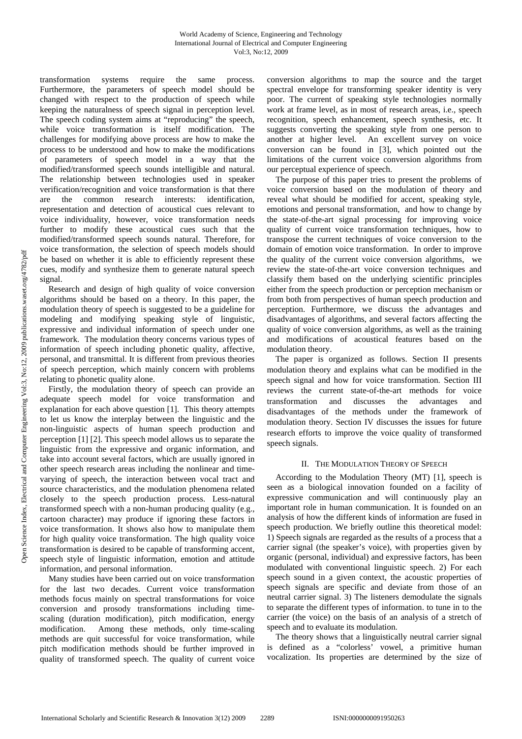transformation systems require the same process. Furthermore, the parameters of speech model should be changed with respect to the production of speech while keeping the naturalness of speech signal in perception level. The speech coding system aims at "reproducing" the speech, while voice transformation is itself modification. The challenges for modifying above process are how to make the process to be understood and how to make the modifications of parameters of speech model in a way that the modified/transformed speech sounds intelligible and natural. The relationship between technologies used in speaker verification/recognition and voice transformation is that there are the common research interests: identification, representation and detection of acoustical cues relevant to voice individuality, however, voice transformation needs further to modify these acoustical cues such that the modified/transformed speech sounds natural. Therefore, for voice transformation, the selection of speech models should be based on whether it is able to efficiently represent these cues, modify and synthesize them to generate natural speech signal.

Research and design of high quality of voice conversion algorithms should be based on a theory. In this paper, the modulation theory of speech is suggested to be a guideline for modeling and modifying speaking style of linguistic, expressive and individual information of speech under one framework. The modulation theory concerns various types of information of speech including phonetic quality, affective, personal, and transmittal. It is different from previous theories of speech perception, which mainly concern with problems relating to phonetic quality alone.

Firstly, the modulation theory of speech can provide an adequate speech model for voice transformation and explanation for each above question [1]. This theory attempts to let us know the interplay between the linguistic and the non-linguistic aspects of human speech production and perception [1] [2]. This speech model allows us to separate the linguistic from the expressive and organic information, and take into account several factors, which are usually ignored in other speech research areas including the nonlinear and time-varying of speech, the interaction between vocal tract and source characteristics, and the modulation phenomena related closely to the speech production process. Less-natural transformed speech with a non-human producing quality (e.g., cartoon character) may produce if ignoring these factors in voice transformation. It shows also how to manipulate them for high quality voice transformation. The high quality voice transformation is desired to be capable of transforming accent, speech style of linguistic information, emotion and attitude information, and personal information.

Many studies have been carried out on voice transformation for the last two decades. Current voice transformation methods focus mainly on spectral transformations for voice conversion and prosody transformations including time-scaling (duration modification), pitch modification, energy modification. Among these methods, only time-scaling methods are quit successful for voice transformation, while pitch modification methods should be further improved in quality of transformed speech. The quality of current voice conversion algorithms to map the source and the target spectral envelope for transforming speaker identity is very poor. The current of speaking style technologies normally work at frame level, as in most of research areas, i.e., speech recognition, speech enhancement, speech synthesis, etc. It suggests converting the speaking style from one person to another at higher level. An excellent survey on voice conversion can be found in [3], which pointed out the limitations of the current voice conversion algorithms from our perceptual experience of speech.

The purpose of this paper tries to present the problems of voice conversion based on the modulation of theory and reveal what should be modified for accent, speaking style, emotions and personal transformation, and how to change by the state-of-the-art signal processing for improving voice quality of current voice transformation techniques, how to transpose the current techniques of voice conversion to the domain of emotion voice transformation. In order to improve the quality of the current voice conversion algorithms, we review the state-of-the-art voice conversion techniques and classify them based on the underlying scientific principles either from the speech production or perception mechanism or from both from perspectives of human speech production and perception. Furthermore, we discuss the advantages and disadvantages of algorithms, and several factors affecting the quality of voice conversion algorithms, as well as the training and modifications of acoustical features based on the modulation theory.

The paper is organized as follows. Section II presents modulation theory and explains what can be modified in the speech signal and how for voice transformation. Section III reviews the current state-of-the-art methods for voice transformation and discusses the advantages and disadvantages of the methods under the framework of modulation theory. Section IV discusses the issues for future research efforts to improve the voice quality of transformed speech signals.

## II. The Modulation Theory of Speech

According to the Modulation Theory (MT) [1], speech is seen as a biological innovation founded on a facility of expressive communication and will continuously play an important role in human communication. It is founded on an analysis of how the different kinds of information are fused in speech production. We briefly outline this theoretical model: 1) Speech signals are regarded as the results of a process that a carrier signal (the speaker's voice), with properties given by organic (personal, individual) and expressive factors, has been modulated with conventional linguistic speech. 2) For each speech sound in a given context, the acoustic properties of speech signals are specific and deviate from those of an neutral carrier signal. 3) The listeners demodulate the signals to separate the different types of information. to tune in to the carrier (the voice) on the basis of an analysis of a stretch of speech and to evaluate its modulation.

The theory shows that a linguistically neutral carrier signal is defined as a "colorless' vowel, a primitive human vocalization. Its properties are determined by the size of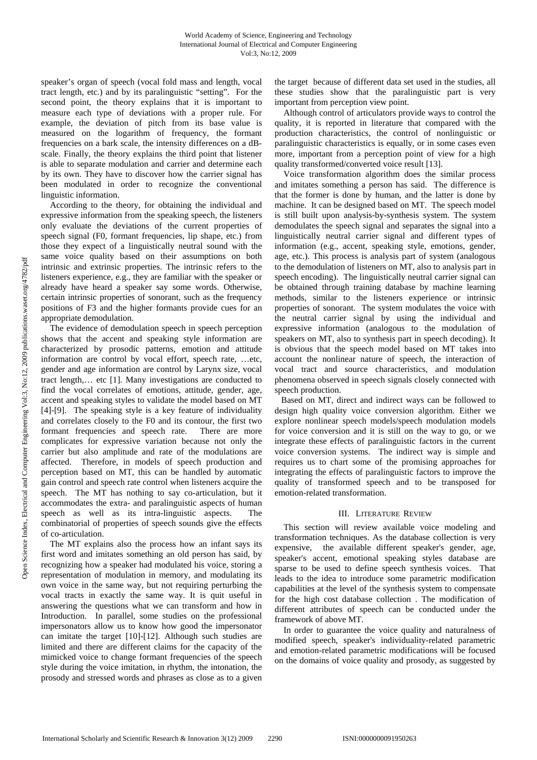speaker's organ of speech (vocal fold mass and length, vocal tract length, etc.) and by its paralinguistic "setting". For the second point, the theory explains that it is important to measure each type of deviations with a proper rule. For example, the deviation of pitch from its base value is measured on the logarithm of frequency, the formant frequencies on a bark scale, the intensity differences on a dB-scale. Finally, the theory explains the third point that listener is able to separate modulation and carrier and determine each by its own. They have to discover how the carrier signal has been modulated in order to recognize the conventional linguistic information.

According to the theory, for obtaining the individual and expressive information from the speaking speech, the listeners only evaluate the deviations of the current properties of speech signal (F0, formant frequencies, lip shape, etc.) from those they expect of a linguistically neutral sound with the same voice quality based on their assumptions on both intrinsic and extrinsic properties. The intrinsic refers to the listeners experience, e.g., they are familiar with the speaker or already have heard a speaker say some words. Otherwise, certain intrinsic properties of sonorant, such as the frequency positions of F3 and the higher formants provide cues for an appropriate demodulation.

The evidence of demodulation speech in speech perception shows that the accent and speaking style information are characterized by prosodic patterns, emotion and attitude information are control by vocal effort, speech rate, …etc, gender and age information are control by Larynx size, vocal tract length,… etc [1]. Many investigations are conducted to find the vocal correlates of emotions, attitude, gender, age, accent and speaking styles to validate the model based on MT [4]-[9]. The speaking style is a key feature of individuality and correlates closely to the F0 and its contour, the first two formant frequencies and speech rate. There are more complicates for expressive variation because not only the carrier but also amplitude and rate of the modulations are affected. Therefore, in models of speech production and perception based on MT, this can be handled by automatic gain control and speech rate control when listeners acquire the speech. The MT has nothing to say co-articulation, but it accommodates the extra- and paralinguistic aspects of human speech as well as its intra-linguistic aspects. The combinatorial of properties of speech sounds give the effects of co-articulation.

The MT explains also the process how an infant says its first word and imitates something an old person has said, by recognizing how a speaker had modulated his voice, storing a representation of modulation in memory, and modulating its own voice in the same way, but not requiring perturbing the vocal tracts in exactly the same way. It is quit useful in answering the questions what we can transform and how in Introduction. In parallel, some studies on the professional impersonators allow us to know how good the impersonator can imitate the target [10]-[12]. Although such studies are limited and there are different claims for the capacity of the mimicked voice to change formant frequencies of the speech style during the voice imitation, in rhythm, the intonation, the prosody and stressed words and phrases as close as to a given the target because of different data set used in the studies, all these studies show that the paralinguistic part is very important from perception view point.

Although control of articulators provide ways to control the quality, it is reported in literature that compared with the production characteristics, the control of nonlinguistic or paralinguistic characteristics is equally, or in some cases even more, important from a perception point of view for a high quality transformed/converted voice result [13].

Voice transformation algorithm does the similar process and imitates something a person has said. The difference is that the former is done by human, and the latter is done by machine. It can be designed based on MT. The speech model is still built upon analysis-by-synthesis system. The system demodulates the speech signal and separates the signal into a linguistically neutral carrier signal and different types of information (e.g., accent, speaking style, emotions, gender, age, etc.). This process is analysis part of system (analogous to the demodulation of listeners on MT, also to analysis part in speech encoding). The linguistically neutral carrier signal can be obtained through training database by machine learning methods, similar to the listeners experience or intrinsic properties of sonorant. The system modulates the voice with the neutral carrier signal by using the individual and expressive information (analogous to the modulation of speakers on MT, also to synthesis part in speech decoding). It is obvious that the speech model based on MT takes into account the nonlinear nature of speech, the interaction of vocal tract and source characteristics, and modulation phenomena observed in speech signals closely connected with speech production.

Based on MT, direct and indirect ways can be followed to design high quality voice conversion algorithm. Either we explore nonlinear speech models/speech modulation models for voice conversion and it is still on the way to go, or we integrate these effects of paralinguistic factors in the current voice conversion systems. The indirect way is simple and requires us to chart some of the promising approaches for integrating the effects of paralinguistic factors to improve the quality of transformed speech and to be transposed for emotion-related transformation.

## III. Literature Review

This section will review available voice modeling and transformation techniques. As the database collection is very expensive, the available different speaker's gender, age, speaker's accent, emotional speaking styles database are sparse to be used to define speech synthesis voices. That leads to the idea to introduce some parametric modification capabilities at the level of the synthesis system to compensate for the high cost database collection . The modification of different attributes of speech can be conducted under the framework of above MT.

In order to guarantee the voice quality and naturalness of modified speech, speaker's individuality-related parametric and emotion-related parametric modifications will be focused on the domains of voice quality and prosody, as suggested by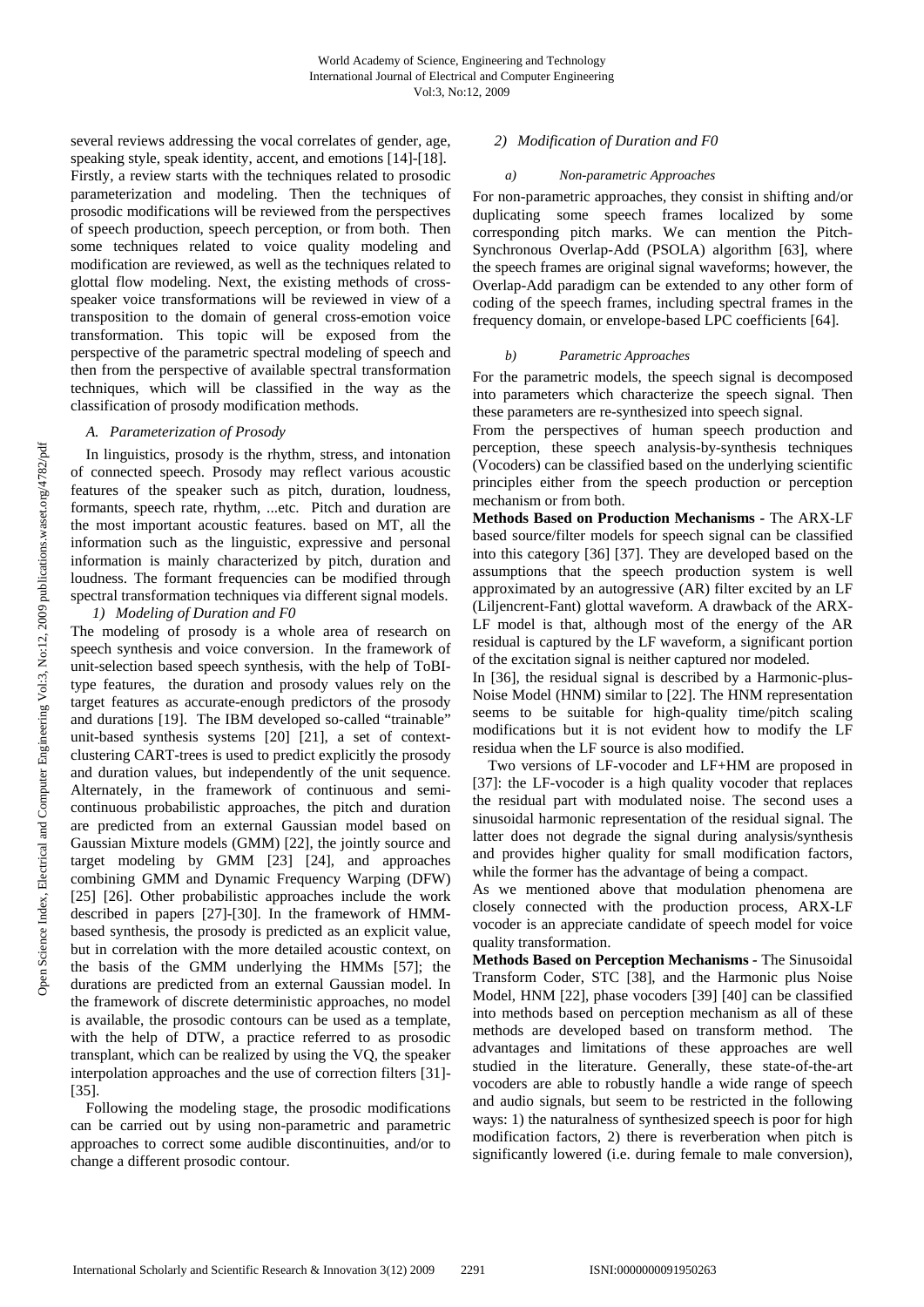several reviews addressing the vocal correlates of gender, age, speaking style, speak identity, accent, and emotions [14]-[18]. Firstly, a review starts with the techniques related to prosodic parameterization and modeling. Then the techniques of prosodic modifications will be reviewed from the perspectives of speech production, speech perception, or from both. Then some techniques related to voice quality modeling and modification are reviewed, as well as the techniques related to glottal flow modeling. Next, the existing methods of cross-speaker voice transformations will be reviewed in view of a transposition to the domain of general cross-emotion voice transformation. This topic will be exposed from the perspective of the parametric spectral modeling of speech and then from the perspective of available spectral transformation techniques, which will be classified in the way as the classification of prosody modification methods.

### *A. Parameterization of Prosody*

In linguistics, prosody is the rhythm, stress, and intonation of connected speech. Prosody may reflect various acoustic features of the speaker such as pitch, duration, loudness, formants, speech rate, rhythm, ...etc. Pitch and duration are the most important acoustic features. based on MT, all the information such as the linguistic, expressive and personal information is mainly characterized by pitch, duration and loudness. The formant frequencies can be modified through spectral transformation techniques via different signal models.

#### *1) Modeling of Duration and F0*

The modeling of prosody is a whole area of research on speech synthesis and voice conversion. In the framework of unit-selection based speech synthesis, with the help of ToBI-type features, the duration and prosody values rely on the target features as accurate-enough predictors of the prosody and durations [19]. The IBM developed so-called "trainable" unit-based synthesis systems [20] [21], a set of context-clustering CART-trees is used to predict explicitly the prosody and duration values, but independently of the unit sequence. Alternately, in the framework of continuous and semi-continuous probabilistic approaches, the pitch and duration are predicted from an external Gaussian model based on Gaussian Mixture models (GMM) [22], the jointly source and target modeling by GMM [23] [24], and approaches combining GMM and Dynamic Frequency Warping (DFW) [25] [26]. Other probabilistic approaches include the work described in papers [27]-[30]. In the framework of HMM-based synthesis, the prosody is predicted as an explicit value, but in correlation with the more detailed acoustic context, on the basis of the GMM underlying the HMMs [57]; the durations are predicted from an external Gaussian model. In the framework of discrete deterministic approaches, no model is available, the prosodic contours can be used as a template, with the help of DTW, a practice referred to as prosodic transplant, which can be realized by using the VQ, the speaker interpolation approaches and the use of correction filters [31]-[35].

Following the modeling stage, the prosodic modifications can be carried out by using non-parametric and parametric approaches to correct some audible discontinuities, and/or to change a different prosodic contour.

#### *2) Modification of Duration and F0*

##### *a) Non-parametric Approaches*

For non-parametric approaches, they consist in shifting and/or duplicating some speech frames localized by some corresponding pitch marks. We can mention the Pitch-Synchronous Overlap-Add (PSOLA) algorithm [63], where the speech frames are original signal waveforms; however, the Overlap-Add paradigm can be extended to any other form of coding of the speech frames, including spectral frames in the frequency domain, or envelope-based LPC coefficients [64].

##### *b) Parametric Approaches*

For the parametric models, the speech signal is decomposed into parameters which characterize the speech signal. Then these parameters are re-synthesized into speech signal.

From the perspectives of human speech production and perception, these speech analysis-by-synthesis techniques (Vocoders) can be classified based on the underlying scientific principles either from the speech production or perception mechanism or from both.

**Methods Based on Production Mechanisms -** The ARX-LF based source/filter models for speech signal can be classified into this category [36] [37]. They are developed based on the assumptions that the speech production system is well approximated by an autogressive (AR) filter excited by an LF (Liljencrent-Fant) glottal waveform. A drawback of the ARX-LF model is that, although most of the energy of the AR residual is captured by the LF waveform, a significant portion of the excitation signal is neither captured nor modeled.

In [36], the residual signal is described by a Harmonic-plus-Noise Model (HNM) similar to [22]. The HNM representation seems to be suitable for high-quality time/pitch scaling modifications but it is not evident how to modify the LF residua when the LF source is also modified.

Two versions of LF-vocoder and LF+HM are proposed in [37]: the LF-vocoder is a high quality vocoder that replaces the residual part with modulated noise. The second uses a sinusoidal harmonic representation of the residual signal. The latter does not degrade the signal during analysis/synthesis and provides higher quality for small modification factors, while the former has the advantage of being a compact.

As we mentioned above that modulation phenomena are closely connected with the production process, ARX-LF vocoder is an appreciate candidate of speech model for voice quality transformation.

**Methods Based on Perception Mechanisms -** The Sinusoidal Transform Coder, STC [38], and the Harmonic plus Noise Model, HNM [22], phase vocoders [39] [40] can be classified into methods based on perception mechanism as all of these methods are developed based on transform method. The advantages and limitations of these approaches are well studied in the literature. Generally, these state-of-the-art vocoders are able to robustly handle a wide range of speech and audio signals, but seem to be restricted in the following ways: 1) the naturalness of synthesized speech is poor for high modification factors, 2) there is reverberation when pitch is significantly lowered (i.e. during female to male conversion),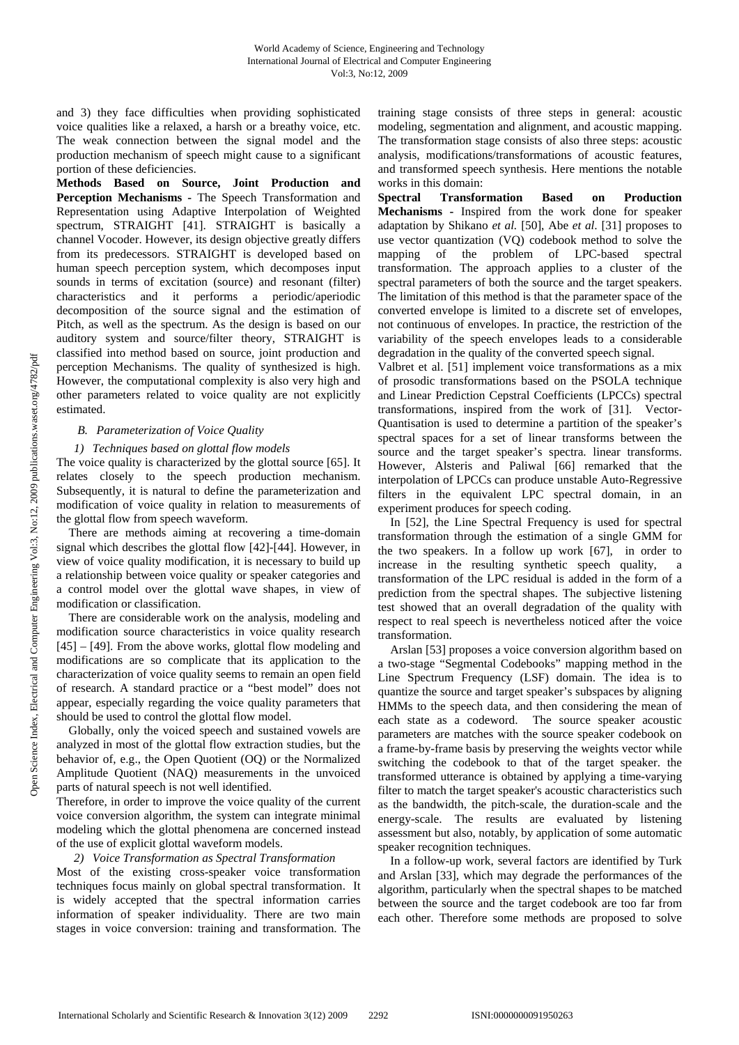and 3) they face difficulties when providing sophisticated voice qualities like a relaxed, a harsh or a breathy voice, etc. The weak connection between the signal model and the production mechanism of speech might cause to a significant portion of these deficiencies.

**Methods Based on Source, Joint Production and Perception Mechanisms -** The Speech Transformation and Representation using Adaptive Interpolation of Weighted spectrum, STRAIGHT [41]. STRAIGHT is basically a channel Vocoder. However, its design objective greatly differs from its predecessors. STRAIGHT is developed based on human speech perception system, which decomposes input sounds in terms of excitation (source) and resonant (filter) characteristics and it performs a periodic/aperiodic decomposition of the source signal and the estimation of Pitch, as well as the spectrum. As the design is based on our auditory system and source/filter theory, STRAIGHT is classified into method based on source, joint production and perception Mechanisms. The quality of synthesized is high. However, the computational complexity is also very high and other parameters related to voice quality are not explicitly estimated.

### *B. Parameterization of Voice Quality*

#### *1) Techniques based on glottal flow models*

The voice quality is characterized by the glottal source [65]. It relates closely to the speech production mechanism. Subsequently, it is natural to define the parameterization and modification of voice quality in relation to measurements of the glottal flow from speech waveform.

There are methods aiming at recovering a time-domain signal which describes the glottal flow [42]-[44]. However, in view of voice quality modification, it is necessary to build up a relationship between voice quality or speaker categories and a control model over the glottal wave shapes, in view of modification or classification.

There are considerable work on the analysis, modeling and modification source characteristics in voice quality research [45] – [49]. From the above works, glottal flow modeling and modifications are so complicate that its application to the characterization of voice quality seems to remain an open field of research. A standard practice or a "best model" does not appear, especially regarding the voice quality parameters that should be used to control the glottal flow model.

Globally, only the voiced speech and sustained vowels are analyzed in most of the glottal flow extraction studies, but the behavior of, e.g., the Open Quotient (OQ) or the Normalized Amplitude Quotient (NAQ) measurements in the unvoiced parts of natural speech is not well identified.

Therefore, in order to improve the voice quality of the current voice conversion algorithm, the system can integrate minimal modeling which the glottal phenomena are concerned instead of the use of explicit glottal waveform models.

#### *2) Voice Transformation as Spectral Transformation*

Most of the existing cross-speaker voice transformation techniques focus mainly on global spectral transformation. It is widely accepted that the spectral information carries information of speaker individuality. There are two main stages in voice conversion: training and transformation. The training stage consists of three steps in general: acoustic modeling, segmentation and alignment, and acoustic mapping. The transformation stage consists of also three steps: acoustic analysis, modifications/transformations of acoustic features, and transformed speech synthesis. Here mentions the notable works in this domain:

**Spectral Transformation Based on Production Mechanisms -** Inspired from the work done for speaker adaptation by Shikano *et al.* [50], Abe *et al*. [31] proposes to use vector quantization (VQ) codebook method to solve the mapping of the problem of LPC-based spectral transformation. The approach applies to a cluster of the spectral parameters of both the source and the target speakers. The limitation of this method is that the parameter space of the converted envelope is limited to a discrete set of envelopes, not continuous of envelopes. In practice, the restriction of the variability of the speech envelopes leads to a considerable degradation in the quality of the converted speech signal.

Valbret et al. [51] implement voice transformations as a mix of prosodic transformations based on the PSOLA technique and Linear Prediction Cepstral Coefficients (LPCCs) spectral transformations, inspired from the work of [31]. Vector-Quantisation is used to determine a partition of the speaker's spectral spaces for a set of linear transforms between the source and the target speaker's spectra. linear transforms. However, Alsteris and Paliwal [66] remarked that the interpolation of LPCCs can produce unstable Auto-Regressive filters in the equivalent LPC spectral domain, in an experiment produces for speech coding.

In [52], the Line Spectral Frequency is used for spectral transformation through the estimation of a single GMM for the two speakers. In a follow up work [67], in order to increase in the resulting synthetic speech quality, a transformation of the LPC residual is added in the form of a prediction from the spectral shapes. The subjective listening test showed that an overall degradation of the quality with respect to real speech is nevertheless noticed after the voice transformation.

Arslan [53] proposes a voice conversion algorithm based on a two-stage "Segmental Codebooks" mapping method in the Line Spectrum Frequency (LSF) domain. The idea is to quantize the source and target speaker's subspaces by aligning HMMs to the speech data, and then considering the mean of each state as a codeword. The source speaker acoustic parameters are matches with the source speaker codebook on a frame-by-frame basis by preserving the weights vector while switching the codebook to that of the target speaker. the transformed utterance is obtained by applying a time-varying filter to match the target speaker's acoustic characteristics such as the bandwidth, the pitch-scale, the duration-scale and the energy-scale. The results are evaluated by listening assessment but also, notably, by application of some automatic speaker recognition techniques.

In a follow-up work, several factors are identified by Turk and Arslan [33], which may degrade the performances of the algorithm, particularly when the spectral shapes to be matched between the source and the target codebook are too far from each other. Therefore some methods are proposed to solve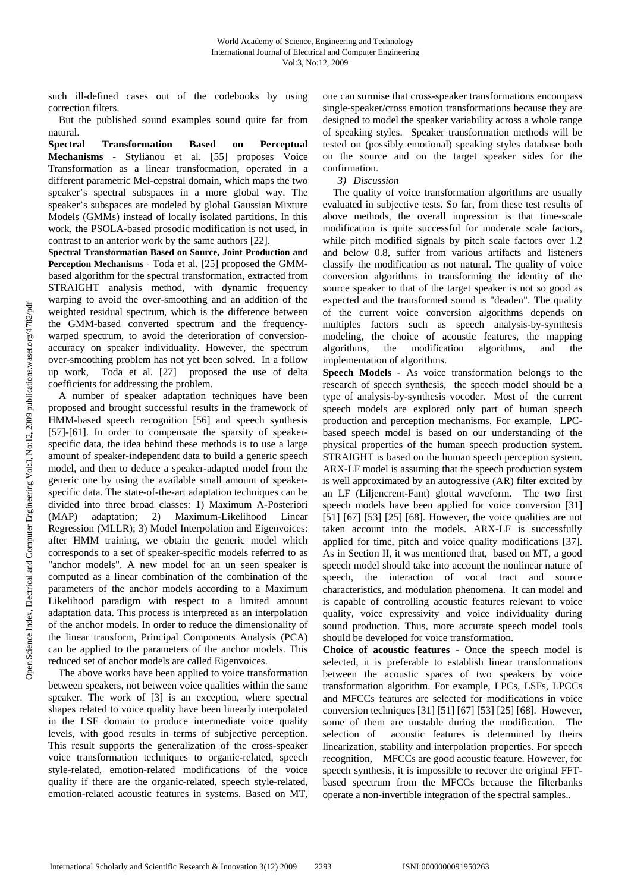such ill-defined cases out of the codebooks by using correction filters.

But the published sound examples sound quite far from natural.

**Spectral Transformation Based on Perceptual Mechanisms -** Stylianou et al. [55] proposes Voice Transformation as a linear transformation, operated in a different parametric Mel-cepstral domain, which maps the two speaker's spectral subspaces in a more global way. The speaker's subspaces are modeled by global Gaussian Mixture Models (GMMs) instead of locally isolated partitions. In this work, the PSOLA-based prosodic modification is not used, in contrast to an anterior work by the same authors [22].

**Spectral Transformation Based on Source, Joint Production and Perception Mechanisms** - Toda et al. [25] proposed the GMM-based algorithm for the spectral transformation, extracted from STRAIGHT analysis method, with dynamic frequency warping to avoid the over-smoothing and an addition of the weighted residual spectrum, which is the difference between the GMM-based converted spectrum and the frequency-warped spectrum, to avoid the deterioration of conversion-accuracy on speaker individuality. However, the spectrum over-smoothing problem has not yet been solved. In a follow up work, Toda et al. [27] proposed the use of delta coefficients for addressing the problem.

A number of speaker adaptation techniques have been proposed and brought successful results in the framework of HMM-based speech recognition [56] and speech synthesis [57]-[61]. In order to compensate the sparsity of speaker-specific data, the idea behind these methods is to use a large amount of speaker-independent data to build a generic speech model, and then to deduce a speaker-adapted model from the generic one by using the available small amount of speaker-specific data. The state-of-the-art adaptation techniques can be divided into three broad classes: 1) Maximum A-Posteriori (MAP) adaptation; 2) Maximum-Likelihood Linear Regression (MLLR); 3) Model Interpolation and Eigenvoices: after HMM training, we obtain the generic model which corresponds to a set of speaker-specific models referred to as "anchor models". A new model for an un seen speaker is computed as a linear combination of the combination of the parameters of the anchor models according to a Maximum Likelihood paradigm with respect to a limited amount adaptation data. This process is interpreted as an interpolation of the anchor models. In order to reduce the dimensionality of the linear transform, Principal Components Analysis (PCA) can be applied to the parameters of the anchor models. This reduced set of anchor models are called Eigenvoices.

The above works have been applied to voice transformation between speakers, not between voice qualities within the same speaker. The work of [3] is an exception, where spectral shapes related to voice quality have been linearly interpolated in the LSF domain to produce intermediate voice quality levels, with good results in terms of subjective perception. This result supports the generalization of the cross-speaker voice transformation techniques to organic-related, speech style-related, emotion-related modifications of the voice quality if there are the organic-related, speech style-related, emotion-related acoustic features in systems. Based on MT, one can surmise that cross-speaker transformations encompass single-speaker/cross emotion transformations because they are designed to model the speaker variability across a whole range of speaking styles. Speaker transformation methods will be tested on (possibly emotional) speaking styles database both on the source and on the target speaker sides for the confirmation.

### *3) Discussion*

The quality of voice transformation algorithms are usually evaluated in subjective tests. So far, from these test results of above methods, the overall impression is that time-scale modification is quite successful for moderate scale factors, while pitch modified signals by pitch scale factors over 1.2 and below 0.8, suffer from various artifacts and listeners classify the modification as not natural. The quality of voice conversion algorithms in transforming the identity of the source speaker to that of the target speaker is not so good as expected and the transformed sound is "deaden". The quality of the current voice conversion algorithms depends on multiples factors such as speech analysis-by-synthesis modeling, the choice of acoustic features, the mapping algorithms, the modification algorithms, and the implementation of algorithms.

**Speech Models** - As voice transformation belongs to the research of speech synthesis, the speech model should be a type of analysis-by-synthesis vocoder. Most of the current speech models are explored only part of human speech production and perception mechanisms. For example, LPC-based speech model is based on our understanding of the physical properties of the human speech production system. STRAIGHT is based on the human speech perception system. ARX-LF model is assuming that the speech production system is well approximated by an autogressive (AR) filter excited by an LF (Liljencrent-Fant) glottal waveform. The two first speech models have been applied for voice conversion [31] [51] [67] [53] [25] [68]. However, the voice qualities are not taken account into the models. ARX-LF is successfully applied for time, pitch and voice quality modifications [37]. As in Section II, it was mentioned that, based on MT, a good speech model should take into account the nonlinear nature of speech, the interaction of vocal tract and source characteristics, and modulation phenomena. It can model and is capable of controlling acoustic features relevant to voice quality, voice expressivity and voice individuality during sound production. Thus, more accurate speech model tools should be developed for voice transformation.

**Choice of acoustic features** - Once the speech model is selected, it is preferable to establish linear transformations between the acoustic spaces of two speakers by voice transformation algorithm. For example, LPCs, LSFs, LPCCs and MFCCs features are selected for modifications in voice conversion techniques [31] [51] [67] [53] [25] [68]. However, some of them are unstable during the modification. The selection of acoustic features is determined by theirs linearization, stability and interpolation properties. For speech recognition, MFCCs are good acoustic feature. However, for speech synthesis, it is impossible to recover the original FFT-based spectrum from the MFCCs because the filterbanks operate a non-invertible integration of the spectral samples..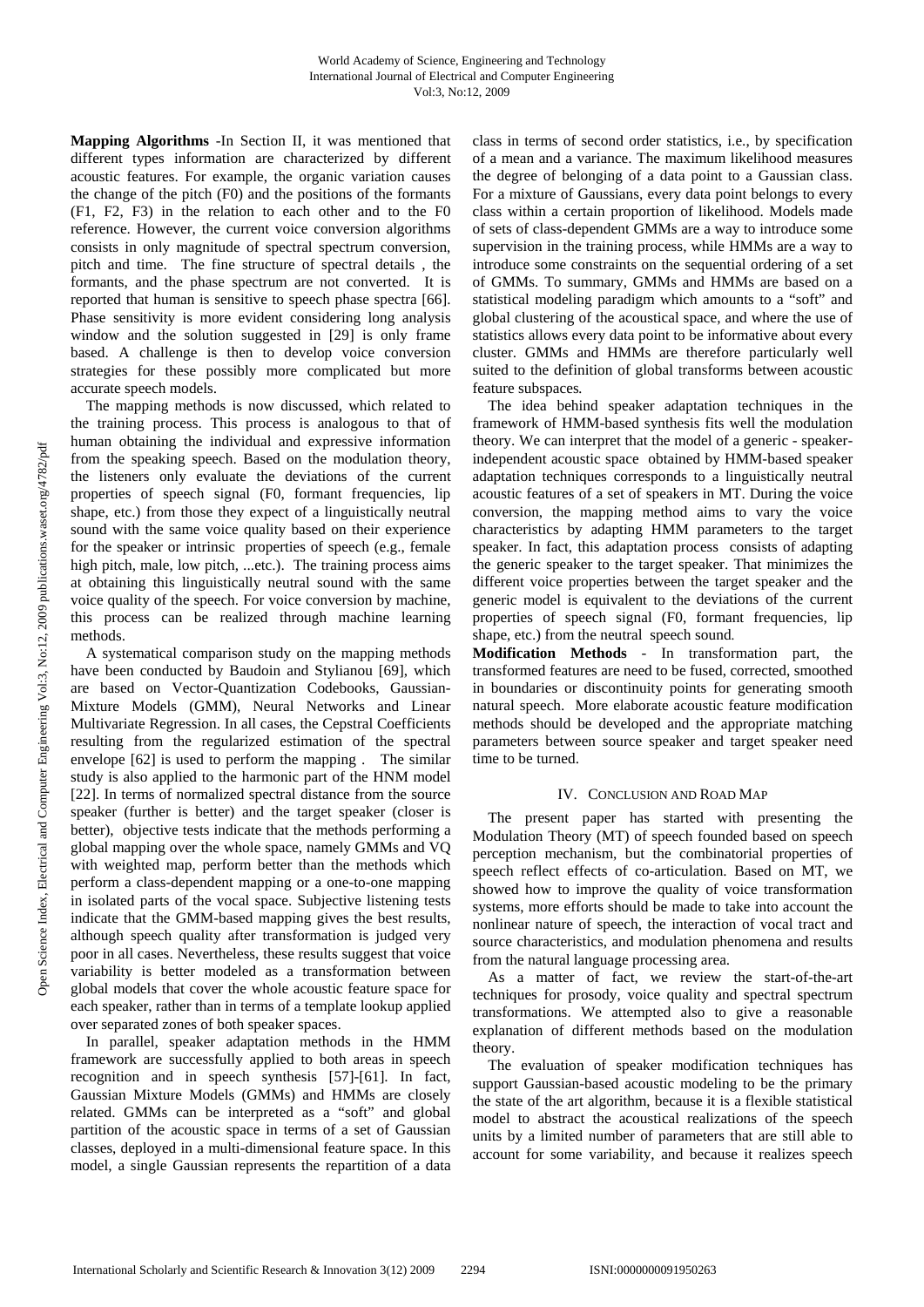**Mapping Algorithms** -In Section II, it was mentioned that different types information are characterized by different acoustic features. For example, the organic variation causes the change of the pitch (F0) and the positions of the formants (F1, F2, F3) in the relation to each other and to the F0 reference. However, the current voice conversion algorithms consists in only magnitude of spectral spectrum conversion, pitch and time. The fine structure of spectral details , the formants, and the phase spectrum are not converted. It is reported that human is sensitive to speech phase spectra [66]. Phase sensitivity is more evident considering long analysis window and the solution suggested in [29] is only frame based. A challenge is then to develop voice conversion strategies for these possibly more complicated but more accurate speech models.

The mapping methods is now discussed, which related to the training process. This process is analogous to that of human obtaining the individual and expressive information from the speaking speech. Based on the modulation theory, the listeners only evaluate the deviations of the current properties of speech signal (F0, formant frequencies, lip shape, etc.) from those they expect of a linguistically neutral sound with the same voice quality based on their experience for the speaker or intrinsic properties of speech (e.g., female high pitch, male, low pitch, ...etc.). The training process aims at obtaining this linguistically neutral sound with the same voice quality of the speech. For voice conversion by machine, this process can be realized through machine learning methods.

A systematical comparison study on the mapping methods have been conducted by Baudoin and Stylianou [69], which are based on Vector-Quantization Codebooks, Gaussian-Mixture Models (GMM), Neural Networks and Linear Multivariate Regression. In all cases, the Cepstral Coefficients resulting from the regularized estimation of the spectral envelope [62] is used to perform the mapping . The similar study is also applied to the harmonic part of the HNM model [22]. In terms of normalized spectral distance from the source speaker (further is better) and the target speaker (closer is better), objective tests indicate that the methods performing a global mapping over the whole space, namely GMMs and VQ with weighted map, perform better than the methods which perform a class-dependent mapping or a one-to-one mapping in isolated parts of the vocal space. Subjective listening tests indicate that the GMM-based mapping gives the best results, although speech quality after transformation is judged very poor in all cases. Nevertheless, these results suggest that voice variability is better modeled as a transformation between global models that cover the whole acoustic feature space for each speaker, rather than in terms of a template lookup applied over separated zones of both speaker spaces.

In parallel, speaker adaptation methods in the HMM framework are successfully applied to both areas in speech recognition and in speech synthesis [57]-[61]. In fact, Gaussian Mixture Models (GMMs) and HMMs are closely related. GMMs can be interpreted as a "soft" and global partition of the acoustic space in terms of a set of Gaussian classes, deployed in a multi-dimensional feature space. In this model, a single Gaussian represents the repartition of a data class in terms of second order statistics, i.e., by specification of a mean and a variance. The maximum likelihood measures the degree of belonging of a data point to a Gaussian class. For a mixture of Gaussians, every data point belongs to every class within a certain proportion of likelihood. Models made of sets of class-dependent GMMs are a way to introduce some supervision in the training process, while HMMs are a way to introduce some constraints on the sequential ordering of a set of GMMs. To summary, GMMs and HMMs are based on a statistical modeling paradigm which amounts to a "soft" and global clustering of the acoustical space, and where the use of statistics allows every data point to be informative about every cluster. GMMs and HMMs are therefore particularly well suited to the definition of global transforms between acoustic feature subspaces.

The idea behind speaker adaptation techniques in the framework of HMM-based synthesis fits well the modulation theory. We can interpret that the model of a generic - speaker-independent acoustic space obtained by HMM-based speaker adaptation techniques corresponds to a linguistically neutral acoustic features of a set of speakers in MT. During the voice conversion, the mapping method aims to vary the voice characteristics by adapting HMM parameters to the target speaker. In fact, this adaptation process consists of adapting the generic speaker to the target speaker. That minimizes the different voice properties between the target speaker and the generic model is equivalent to the deviations of the current properties of speech signal (F0, formant frequencies, lip shape, etc.) from the neutral speech sound.

**Modification Methods** - In transformation part, the transformed features are need to be fused, corrected, smoothed in boundaries or discontinuity points for generating smooth natural speech. More elaborate acoustic feature modification methods should be developed and the appropriate matching parameters between source speaker and target speaker need time to be turned.

## IV. Conclusion and Road Map

The present paper has started with presenting the Modulation Theory (MT) of speech founded based on speech perception mechanism, but the combinatorial properties of speech reflect effects of co-articulation. Based on MT, we showed how to improve the quality of voice transformation systems, more efforts should be made to take into account the nonlinear nature of speech, the interaction of vocal tract and source characteristics, and modulation phenomena and results from the natural language processing area.

As a matter of fact, we review the start-of-the-art techniques for prosody, voice quality and spectral spectrum transformations. We attempted also to give a reasonable explanation of different methods based on the modulation theory.

The evaluation of speaker modification techniques has support Gaussian-based acoustic modeling to be the primary the state of the art algorithm, because it is a flexible statistical model to abstract the acoustical realizations of the speech units by a limited number of parameters that are still able to account for some variability, and because it realizes speech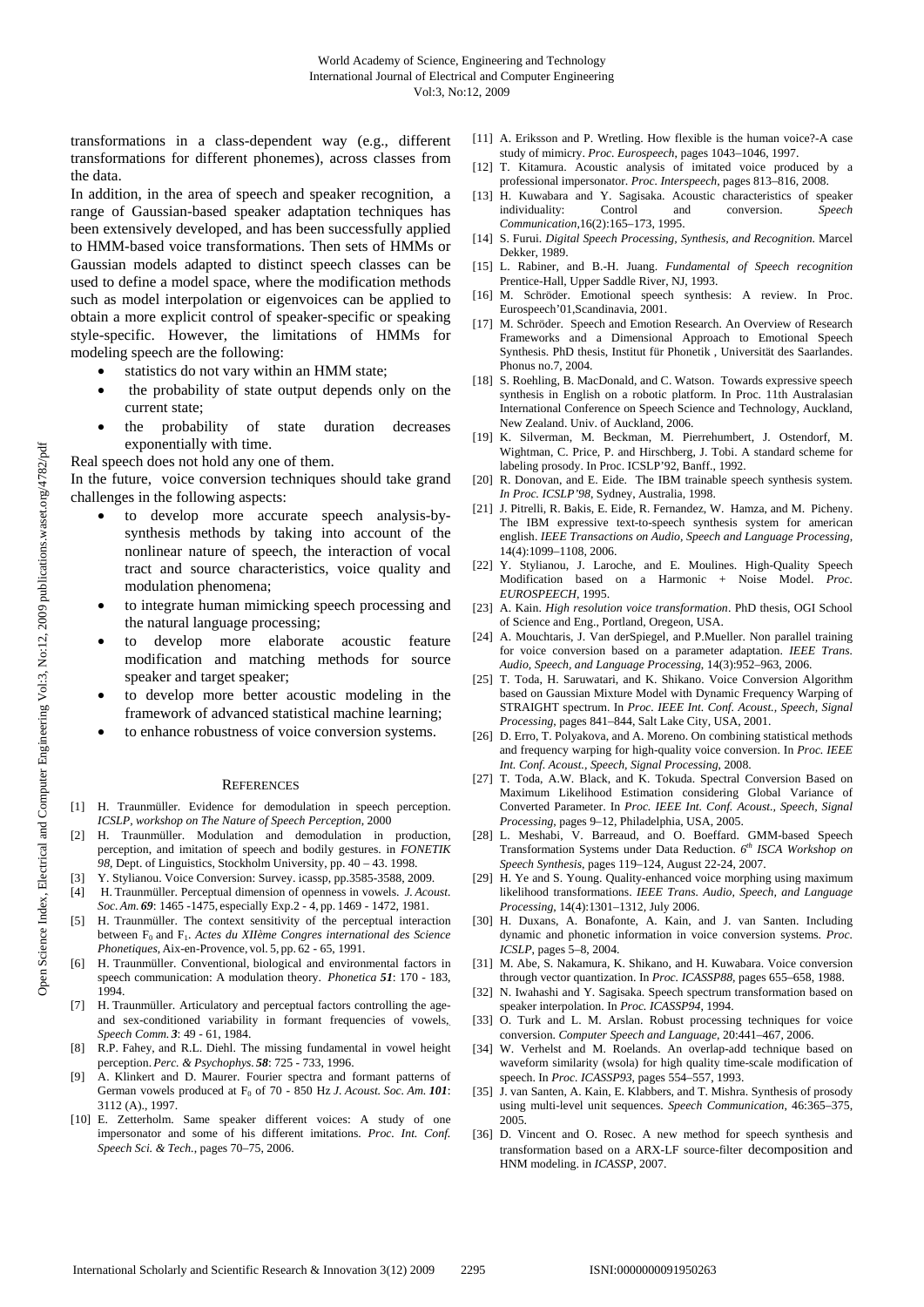transformations in a class-dependent way (e.g., different transformations for different phonemes), across classes from the data.

In addition, in the area of speech and speaker recognition, a range of Gaussian-based speaker adaptation techniques has been extensively developed, and has been successfully applied to HMM-based voice transformations. Then sets of HMMs or Gaussian models adapted to distinct speech classes can be used to define a model space, where the modification methods such as model interpolation or eigenvoices can be applied to obtain a more explicit control of speaker-specific or speaking style-specific. However, the limitations of HMMs for modeling speech are the following:

- statistics do not vary within an HMM state;
- the probability of state output depends only on the current state;
- the probability of state duration decreases exponentially with time.

Real speech does not hold any one of them.

In the future, voice conversion techniques should take grand challenges in the following aspects:

- to develop more accurate speech analysis-by-synthesis methods by taking into account of the nonlinear nature of speech, the interaction of vocal tract and source characteristics, voice quality and modulation phenomena;
- to integrate human mimicking speech processing and the natural language processing;
- to develop more elaborate acoustic feature modification and matching methods for source speaker and target speaker;
- to develop more better acoustic modeling in the framework of advanced statistical machine learning;
- to enhance robustness of voice conversion systems.

## References

[1] H. Traunmüller. Evidence for demodulation in speech perception. *ICSLP, workshop on The Nature of Speech Perception,* 2000

[2] H. Traunmüller. Modulation and demodulation in production, perception, and imitation of speech and bodily gestures. in *FONETIK 98*, Dept. of Linguistics, Stockholm University, pp. 40 – 43. 1998.

[3] Y. Stylianou. Voice Conversion: Survey. icassp, pp.3585-3588, 2009.

[4] H. Traunmüller. Perceptual dimension of openness in vowels. *J. Acoust. Soc. Am.* ***69***: 1465 -1475, especially Exp.2 - 4, pp. 1469 - 1472, 1981.

[5] H. Traunmüller. The context sensitivity of the perceptual interaction between $F_0$ and $F_1$. *Actes du XIIème Congres international des Science Phonetiques*, Aix-en-Provence, vol. 5, pp. 62 - 65, 1991.

[6] H. Traunmüller. Conventional, biological and environmental factors in speech communication: A modulation theory. *Phonetica* ***51***: 170 - 183, 1994.

[7] H. Traunmüller. Articulatory and perceptual factors controlling the age- and sex-conditioned variability in formant frequencies of vowels,. *Speech Comm.* ***3***: 49 - 61, 1984.

[8] R.P. Fahey, and R.L. Diehl. The missing fundamental in vowel height perception. *Perc. & Psychophys.* ***58***: 725 - 733, 1996.

[9] A. Klinkert and D. Maurer. Fourier spectra and formant patterns of German vowels produced at $F_0$ of 70 - 850 Hz *J. Acoust. Soc. Am.* ***101***: 3112 (A)., 1997.

[10] E. Zetterholm. Same speaker different voices: A study of one impersonator and some of his different imitations. *Proc. Int. Conf. Speech Sci. & Tech.*, pages 70–75, 2006.

[11] A. Eriksson and P. Wretling. How flexible is the human voice?-A case study of mimicry. *Proc. Eurospeech*, pages 1043–1046, 1997.

[12] T. Kitamura. Acoustic analysis of imitated voice produced by a professional impersonator. *Proc. Interspeech*, pages 813–816, 2008.

[13] H. Kuwabara and Y. Sagisaka. Acoustic characteristics of speaker individuality: Control and conversion. *Speech Communication*,16(2):165–173, 1995.

[14] S. Furui. *Digital Speech Processing, Synthesis, and Recognition*. Marcel Dekker, 1989.

[15] L. Rabiner, and B.-H. Juang. *Fundamental of Speech recognition* Prentice-Hall, Upper Saddle River, NJ, 1993.

[16] M. Schröder. Emotional speech synthesis: A review. In Proc. Eurospeech'01,Scandinavia, 2001.

[17] M. Schröder. Speech and Emotion Research. An Overview of Research Frameworks and a Dimensional Approach to Emotional Speech Synthesis. PhD thesis, Institut für Phonetik , Universität des Saarlandes. Phonus no.7, 2004.

[18] S. Roehling, B. MacDonald, and C. Watson. Towards expressive speech synthesis in English on a robotic platform. In Proc. 11th Australasian International Conference on Speech Science and Technology, Auckland, New Zealand. Univ. of Auckland, 2006.

[19] K. Silverman, M. Beckman, M. Pierrehumbert, J. Ostendorf, M. Wightman, C. Price, P. and Hirschberg, J. Tobi. A standard scheme for labeling prosody. In Proc. ICSLP'92, Banff., 1992.

[20] R. Donovan, and E. Eide. The IBM trainable speech synthesis system. *In Proc. ICSLP'98*, Sydney, Australia, 1998.

[21] J. Pitrelli, R. Bakis, E. Eide, R. Fernandez, W. Hamza, and M. Picheny. The IBM expressive text-to-speech synthesis system for american english. *IEEE Transactions on Audio, Speech and Language Processing*, 14(4):1099–1108, 2006.

[22] Y. Stylianou, J. Laroche, and E. Moulines. High-Quality Speech Modification based on a Harmonic + Noise Model. *Proc. EUROSPEECH*, 1995.

[23] A. Kain. *High resolution voice transformation*. PhD thesis, OGI School of Science and Eng., Portland, Oregeon, USA.

[24] A. Mouchtaris, J. Van derSpiegel, and P.Mueller. Non parallel training for voice conversion based on a parameter adaptation. *IEEE Trans. Audio, Speech, and Language Processing*, 14(3):952–963, 2006.

[25] T. Toda, H. Saruwatari, and K. Shikano. Voice Conversion Algorithm based on Gaussian Mixture Model with Dynamic Frequency Warping of STRAIGHT spectrum. In *Proc. IEEE Int. Conf. Acoust., Speech, Signal Processing*, pages 841–844, Salt Lake City, USA, 2001.

[26] D. Erro, T. Polyakova, and A. Moreno. On combining statistical methods and frequency warping for high-quality voice conversion. In *Proc. IEEE Int. Conf. Acoust., Speech, Signal Processing*, 2008.

[27] T. Toda, A.W. Black, and K. Tokuda. Spectral Conversion Based on Maximum Likelihood Estimation considering Global Variance of Converted Parameter. In *Proc. IEEE Int. Conf. Acoust., Speech, Signal Processing*, pages 9–12, Philadelphia, USA, 2005.

[28] L. Meshabi, V. Barreaud, and O. Boeffard. GMM-based Speech Transformation Systems under Data Reduction. *6th ISCA Workshop on Speech Synthesis*, pages 119–124, August 22-24, 2007.

[29] H. Ye and S. Young. Quality-enhanced voice morphing using maximum likelihood transformations. *IEEE Trans. Audio, Speech, and Language Processing*, 14(4):1301–1312, July 2006.

[30] H. Duxans, A. Bonafonte, A. Kain, and J. van Santen. Including dynamic and phonetic information in voice conversion systems. *Proc. ICSLP*, pages 5–8, 2004.

[31] M. Abe, S. Nakamura, K. Shikano, and H. Kuwabara. Voice conversion through vector quantization. In *Proc. ICASSP88*, pages 655–658, 1988.

[32] N. Iwahashi and Y. Sagisaka. Speech spectrum transformation based on speaker interpolation. In *Proc. ICASSP94*, 1994.

[33] O. Turk and L. M. Arslan. Robust processing techniques for voice conversion. *Computer Speech and Language*, 20:441–467, 2006.

[34] W. Verhelst and M. Roelands. An overlap-add technique based on waveform similarity (wsola) for high quality time-scale modification of speech. In *Proc. ICASSP93*, pages 554–557, 1993.

[35] J. van Santen, A. Kain, E. Klabbers, and T. Mishra. Synthesis of prosody using multi-level unit sequences. *Speech Communication*, 46:365–375, 2005.

[36] D. Vincent and O. Rosec. A new method for speech synthesis and transformation based on a ARX-LF source-filter decomposition and HNM modeling. in *ICASSP*, 2007.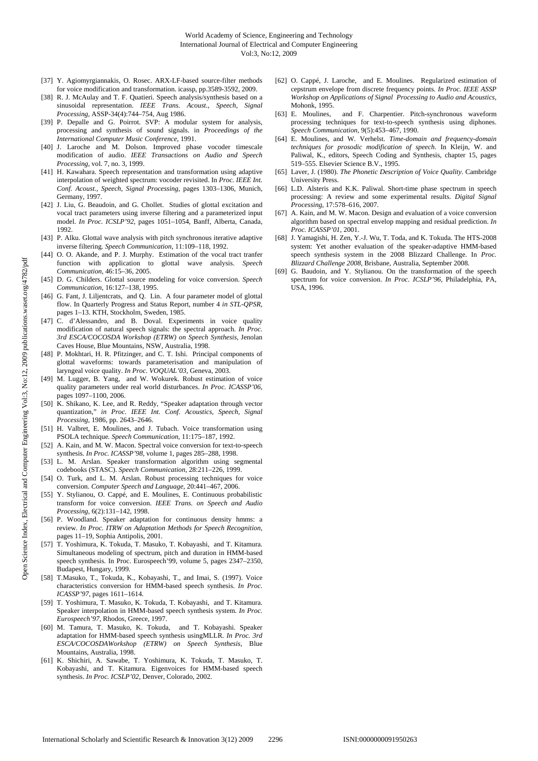[37] Y. Agiomyrgiannakis, O. Rosec. ARX-LF-based source-filter methods for voice modification and transformation. icassp, pp.3589-3592, 2009.

[38] R. J. McAulay and T. F. Quatieri. Speech analysis/synthesis based on a sinusoidal representation. *IEEE Trans. Acoust., Speech, Signal Processing*, ASSP-34(4):744–754, Aug 1986.

[39] P. Depalle and G. Poirrot. SVP: A modular system for analysis, processing and synthesis of sound signals. in *Proceedings of the International Computer Music Conference*, 1991.

[40] J. Laroche and M. Dolson. Improved phase vocoder timescale modification of audio. *IEEE Transactions on Audio and Speech Processing*, vol. 7, no. 3, 1999.

[41] H. Kawahara. Speech representation and transformation using adaptive interpolation of weighted spectrum: vocoder revisited. In *Proc. IEEE Int. Conf. Acoust., Speech, Signal Processing*, pages 1303–1306, Munich, Germany, 1997.

[42] J. Liu, G. Beaudoin, and G. Chollet. Studies of glottal excitation and vocal tract parameters using inverse filtering and a parameterized input model. *In Proc. ICSLP'92*, pages 1051–1054, Banff, Alberta, Canada, 1992.

[43] P. Alku. Glottal wave analysis with pitch synchronous iterative adaptive inverse filtering. *Speech Communication*, 11:109–118, 1992.

[44] O. O. Akande, and P. J. Murphy. Estimation of the vocal tract tranfer function with application to glottal wave analysis. *Speech Communication*, 46:15–36, 2005.

[45] D. G. Childers. Glottal source modeling for voice conversion. *Speech Communication*, 16:127–138, 1995.

[46] G. Fant, J. Liljentcrats, and Q. Lin. A four parameter model of glottal flow. In Quarterly Progress and Status Report, number 4 *in STL-QPSR*, pages 1–13. KTH, Stockholm, Sweden, 1985.

[47] C. d'Alessandro, and B. Doval. Experiments in voice quality modification of natural speech signals: the spectral approach. *In Proc. 3rd ESCA/COCOSDA Workshop (ETRW) on Speech Synthesis*, Jenolan Caves House, Blue Mountains, NSW, Australia, 1998.

[48] P. Mokhtari, H. R. Pfitzinger, and C. T. Ishi. Principal components of glottal waveforms: towards parameterisation and manipulation of laryngeal voice quality. *In Proc. VOQUAL'03*, Geneva, 2003.

[49] M. Lugger, B. Yang, and W. Wokurek. Robust estimation of voice quality parameters under real world disturbances. *In Proc. ICASSP'06*, pages 1097–1100, 2006.

[50] K. Shikano, K. Lee, and R. Reddy, "Speaker adaptation through vector quantization," *in Proc. IEEE Int. Conf. Acoustics, Speech, Signal Processing*, 1986, pp. 2643–2646.

[51] H. Valbret, E. Moulines, and J. Tubach. Voice transformation using PSOLA technique. *Speech Communication*, 11:175–187, 1992.

[52] A. Kain, and M. W. Macon. Spectral voice conversion for text-to-speech synthesis. *In Proc. ICASSP'98*, volume 1, pages 285–288, 1998.

[53] L. M. Arslan. Speaker transformation algorithm using segmental codebooks (STASC). *Speech Communication*, 28:211–226, 1999.

[54] O. Turk, and L. M. Arslan. Robust processing techniques for voice conversion. *Computer Speech and Language*, 20:441–467, 2006.

[55] Y. Stylianou, O. Cappé, and E. Moulines, E. Continuous probabilistic transform for voice conversion. *IEEE Trans. on Speech and Audio Processing*, 6(2):131–142, 1998.

[56] P. Woodland. Speaker adaptation for continuous density hmms: a review. *In Proc. ITRW on Adaptation Methods for Speech Recognition*, pages 11–19, Sophia Antipolis, 2001.

[57] T. Yoshimura, K. Tokuda, T. Masuko, T. Kobayashi, and T. Kitamura. Simultaneous modeling of spectrum, pitch and duration in HMM-based speech synthesis. In Proc. Eurospeech'99, volume 5, pages 2347–2350, Budapest, Hungary, 1999.

[58] T.Masuko, T., Tokuda, K., Kobayashi, T., and Imai, S. (1997). Voice characteristics conversion for HMM-based speech synthesis. *In Proc. ICASSP'97*, pages 1611–1614.

[59] T. Yoshimura, T. Masuko, K. Tokuda, T. Kobayashi, and T. Kitamura. Speaker interpolation in HMM-based speech synthesis system. *In Proc. Eurospeech'97*, Rhodos, Greece, 1997.

[60] M. Tamura, T. Masuko, K. Tokuda, and T. Kobayashi. Speaker adaptation for HMM-based speech synthesis usingMLLR. *In Proc. 3rd ESCA/COCOSDAWorkshop (ETRW) on Speech Synthesis*, Blue Mountains, Australia, 1998.

[61] K. Shichiri, A. Sawabe, T. Yoshimura, K. Tokuda, T. Masuko, T. Kobayashi, and T. Kitamura. Eigenvoices for HMM-based speech synthesis. *In Proc. ICSLP'02*, Denver, Colorado, 2002.

[62] O. Cappé, J. Laroche, and E. Moulines. Regularized estimation of cepstrum envelope from discrete frequency points. *In Proc. IEEE ASSP Workshop on Applications of Signal Processing to Audio and Acoustics*, Mohonk, 1995.

[63] E. Moulines, and F. Charpentier. Pitch-synchronous waveform processing techniques for text-to-speech synthesis using diphones. *Speech Communication*, 9(5):453–467, 1990.

[64] E. Moulines, and W. Verhelst. *Time-domain and frequency-domain techniques for prosodic modification of speech.* In Kleijn, W. and Paliwal, K., editors, Speech Coding and Synthesis, chapter 15, pages 519–555. Elsevier Science B.V., 1995.

[65] Laver, J. (1980). *The Phonetic Description of Voice Quality*. Cambridge University Press.

[66] L.D. Alsteris and K.K. Paliwal. Short-time phase spectrum in speech processing: A review and some experimental results. *Digital Signal Processing*, 17:578–616, 2007.

[67] A. Kain, and M. W. Macon. Design and evaluation of a voice conversion algorithm based on spectral envelop mapping and residual prediction. *In Proc. ICASSP'01*, 2001.

[68] J. Yamagishi, H. Zen, Y.-J. Wu, T. Toda, and K. Tokuda. The HTS-2008 system: Yet another evaluation of the speaker-adaptive HMM-based speech synthesis system in the 2008 Blizzard Challenge. In *Proc. Blizzard Challenge 2008*, Brisbane, Australia, September 2008.

[69] G. Baudoin, and Y. Stylianou. On the transformation of the speech spectrum for voice conversion. *In Proc. ICSLP'96*, Philadelphia, PA, USA, 1996.